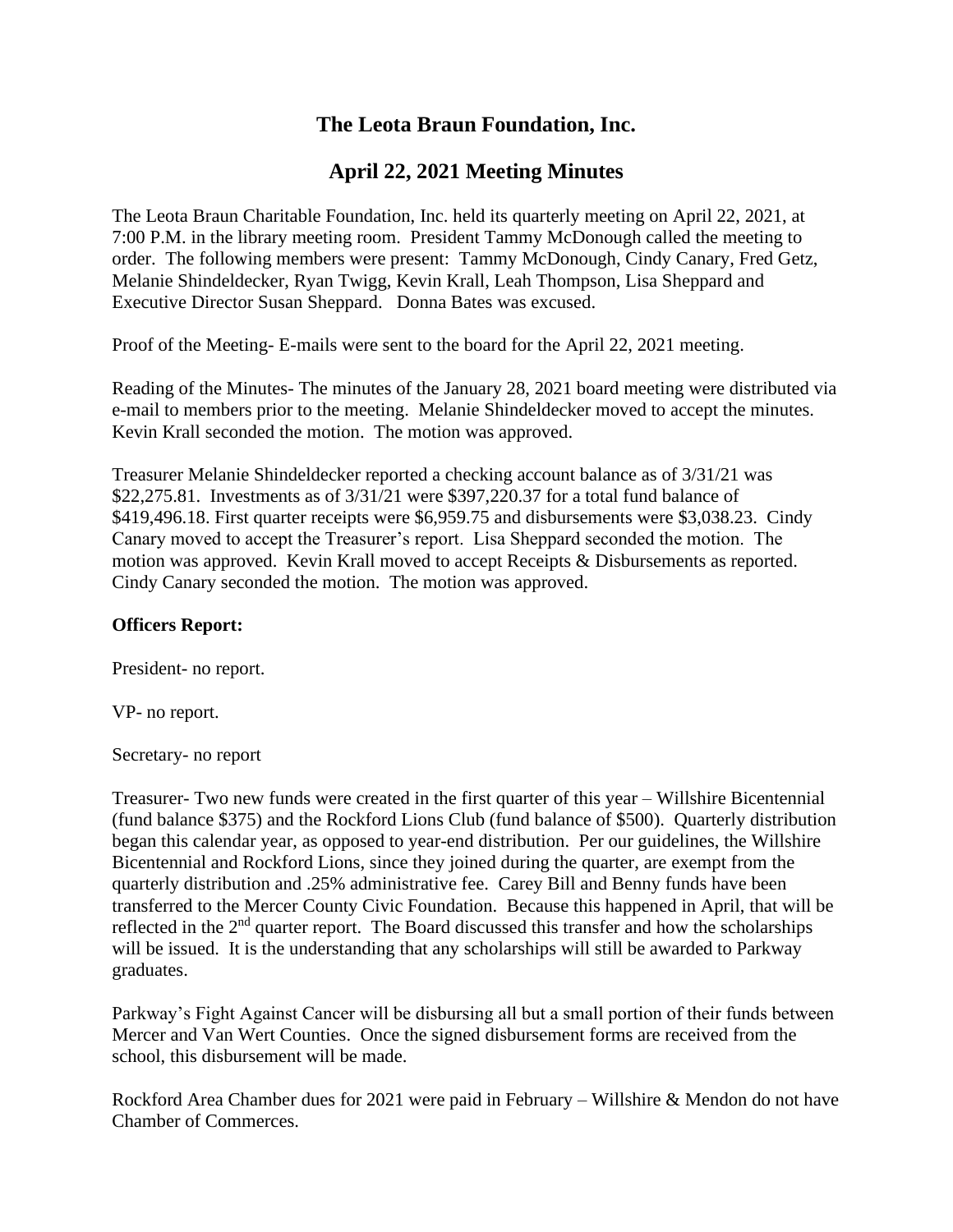# The Leota Braun Foundation, Inc.

## April 22, 2021 Meeting Minutes

The Leota Braun Charitable Foundation, Inc. held its quarterly meeting on April 22, 2021, at 7:00 P.M. in the library meeting room. President Tammy McDonough called the meeting to order. The following members were present: Tammy McDonough, Cindy Canary, Fred Getz, Melanie Shindeldecker, Ryan Twigg, Kevin Krall, Leah Thompson, Lisa Sheppard and Executive Director Susan Sheppard. Donna Bates was excused.

Proof of the Meeting- E-mails were sent to the board for the April 22, 2021 meeting.

Reading of the Minutes- The minutes of the January 28, 2021 board meeting were distributed via e-mail to members prior to the meeting. Melanie Shindeldecker moved to accept the minutes. Kevin Krall seconded the motion. The motion was approved.

Treasurer Melanie Shindeldecker reported a checking account balance as of 3/31/21 was $22,275.81. Investments as of 3/31/21 were $397,220.37 for a total fund balance of $419,496.18. First quarter receipts were $6,959.75 and disbursements were $3,038.23. Cindy Canary moved to accept the Treasurer's report. Lisa Sheppard seconded the motion. The motion was approved. Kevin Krall moved to accept Receipts & Disbursements as reported. Cindy Canary seconded the motion. The motion was approved.

**Officers Report:**

President- no report.

VP- no report.

Secretary- no report

Treasurer- Two new funds were created in the first quarter of this year – Willshire Bicentennial (fund balance $375) and the Rockford Lions Club (fund balance of $500). Quarterly distribution began this calendar year, as opposed to year-end distribution. Per our guidelines, the Willshire Bicentennial and Rockford Lions, since they joined during the quarter, are exempt from the quarterly distribution and .25% administrative fee. Carey Bill and Benny funds have been transferred to the Mercer County Civic Foundation. Because this happened in April, that will be reflected in the 2nd quarter report. The Board discussed this transfer and how the scholarships will be issued. It is the understanding that any scholarships will still be awarded to Parkway graduates.

Parkway's Fight Against Cancer will be disbursing all but a small portion of their funds between Mercer and Van Wert Counties. Once the signed disbursement forms are received from the school, this disbursement will be made.

Rockford Area Chamber dues for 2021 were paid in February – Willshire & Mendon do not have Chamber of Commerces.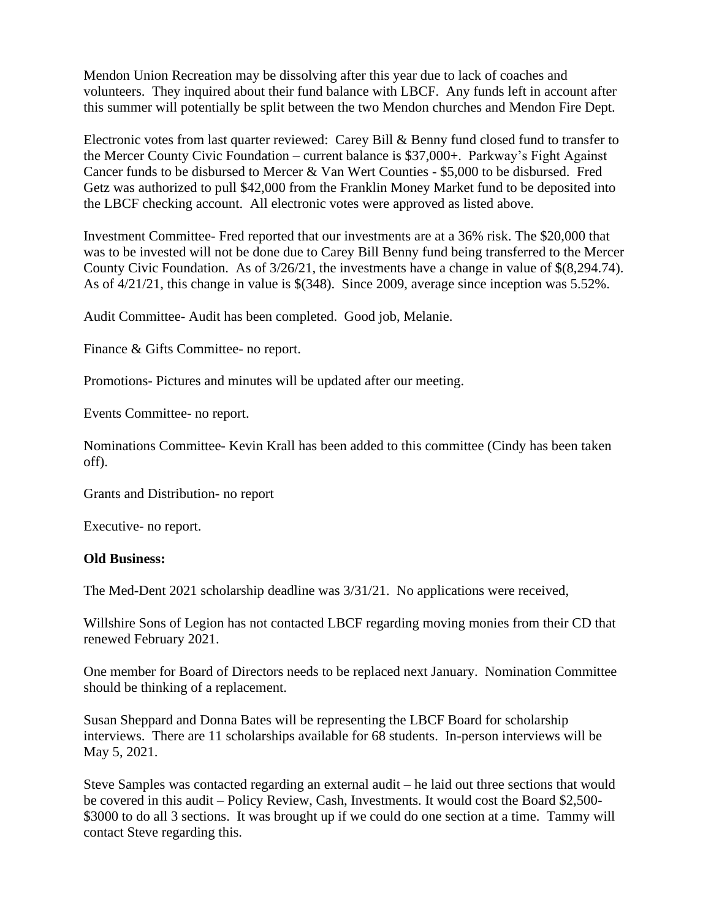Mendon Union Recreation may be dissolving after this year due to lack of coaches and volunteers. They inquired about their fund balance with LBCF. Any funds left in account after this summer will potentially be split between the two Mendon churches and Mendon Fire Dept.

Electronic votes from last quarter reviewed: Carey Bill & Benny fund closed fund to transfer to the Mercer County Civic Foundation – current balance is $37,000+. Parkway's Fight Against Cancer funds to be disbursed to Mercer & Van Wert Counties - $5,000 to be disbursed. Fred Getz was authorized to pull $42,000 from the Franklin Money Market fund to be deposited into the LBCF checking account. All electronic votes were approved as listed above.

Investment Committee- Fred reported that our investments are at a 36% risk. The $20,000 that was to be invested will not be done due to Carey Bill Benny fund being transferred to the Mercer County Civic Foundation. As of 3/26/21, the investments have a change in value of $(8,294.74). As of 4/21/21, this change in value is $(348). Since 2009, average since inception was 5.52%.

Audit Committee- Audit has been completed. Good job, Melanie.

Finance & Gifts Committee- no report.

Promotions- Pictures and minutes will be updated after our meeting.

Events Committee- no report.

Nominations Committee- Kevin Krall has been added to this committee (Cindy has been taken off).

Grants and Distribution- no report

Executive- no report.

**Old Business:**

The Med-Dent 2021 scholarship deadline was 3/31/21. No applications were received,

Willshire Sons of Legion has not contacted LBCF regarding moving monies from their CD that renewed February 2021.

One member for Board of Directors needs to be replaced next January. Nomination Committee should be thinking of a replacement.

Susan Sheppard and Donna Bates will be representing the LBCF Board for scholarship interviews. There are 11 scholarships available for 68 students. In-person interviews will be May 5, 2021.

Steve Samples was contacted regarding an external audit – he laid out three sections that would be covered in this audit – Policy Review, Cash, Investments. It would cost the Board $2,500-$3000 to do all 3 sections. It was brought up if we could do one section at a time. Tammy will contact Steve regarding this.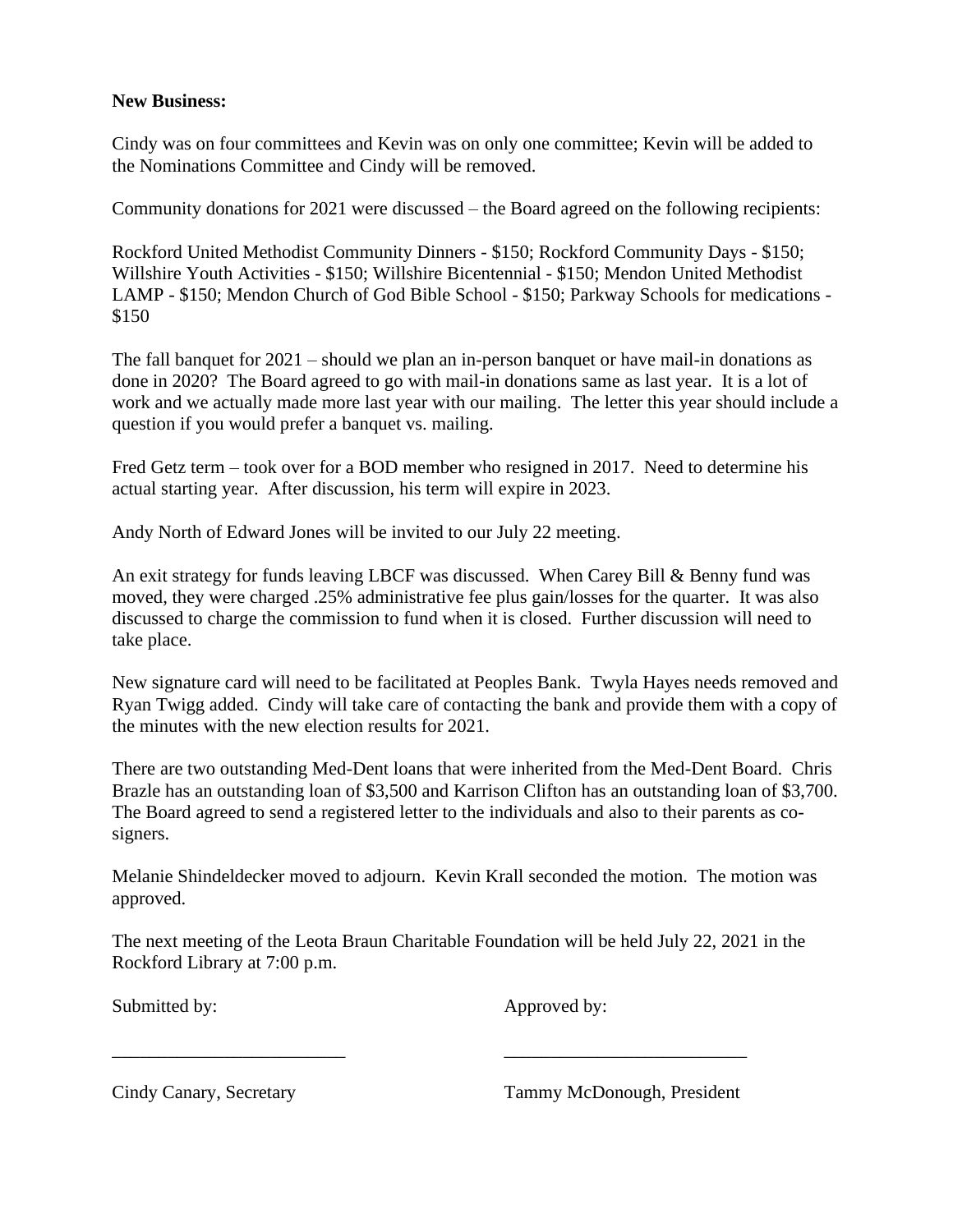**New Business:**

Cindy was on four committees and Kevin was on only one committee; Kevin will be added to the Nominations Committee and Cindy will be removed.

Community donations for 2021 were discussed – the Board agreed on the following recipients:

Rockford United Methodist Community Dinners - $150; Rockford Community Days - $150; Willshire Youth Activities - $150; Willshire Bicentennial - $150; Mendon United Methodist LAMP - $150; Mendon Church of God Bible School - $150; Parkway Schools for medications - $150

The fall banquet for 2021 – should we plan an in-person banquet or have mail-in donations as done in 2020? The Board agreed to go with mail-in donations same as last year. It is a lot of work and we actually made more last year with our mailing. The letter this year should include a question if you would prefer a banquet vs. mailing.

Fred Getz term – took over for a BOD member who resigned in 2017. Need to determine his actual starting year. After discussion, his term will expire in 2023.

Andy North of Edward Jones will be invited to our July 22 meeting.

An exit strategy for funds leaving LBCF was discussed. When Carey Bill & Benny fund was moved, they were charged .25% administrative fee plus gain/losses for the quarter. It was also discussed to charge the commission to fund when it is closed. Further discussion will need to take place.

New signature card will need to be facilitated at Peoples Bank. Twyla Hayes needs removed and Ryan Twigg added. Cindy will take care of contacting the bank and provide them with a copy of the minutes with the new election results for 2021.

There are two outstanding Med-Dent loans that were inherited from the Med-Dent Board. Chris Brazle has an outstanding loan of $3,500 and Karrison Clifton has an outstanding loan of $3,700. The Board agreed to send a registered letter to the individuals and also to their parents as co-signers.

Melanie Shindeldecker moved to adjourn. Kevin Krall seconded the motion. The motion was approved.

The next meeting of the Leota Braun Charitable Foundation will be held July 22, 2021 in the Rockford Library at 7:00 p.m.

Submitted by: Approved by:

_________________________ _________________________

Cindy Canary, Secretary Tammy McDonough, President